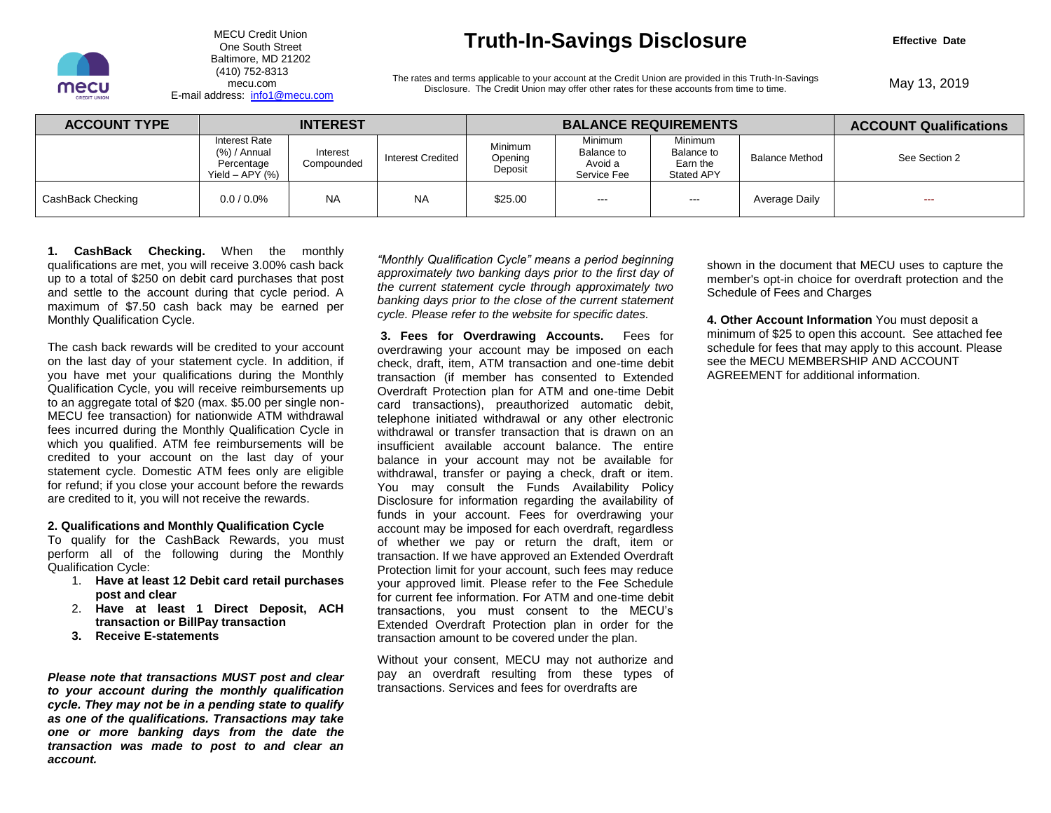MECU Credit Union
One South Street
Baltimore, MD 21202
(410) 752-8313
mecu.com
E-mail address: info1@mecu.com

# Truth-In-Savings Disclosure

The rates and terms applicable to your account at the Credit Union are provided in this Truth-In-Savings Disclosure. The Credit Union may offer other rates for these accounts from time to time.

**Effective Date**

May 13, 2019

| ACCOUNT TYPE | INTEREST | | | BALANCE REQUIREMENTS | | | | ACCOUNT Qualifications |
|---|---|---|---|---|---|---|---|---|
| | Interest Rate (%) / Annual Percentage Yield – APY (%) | Interest Compounded | Interest Credited | Minimum Opening Deposit | Minimum Balance to Avoid a Service Fee | Minimum Balance to Earn the Stated APY | Balance Method | See Section 2 |
| CashBack Checking | 0.0 / 0.0% | NA | NA | $25.00 | --- | --- | Average Daily | --- |

**1. CashBack Checking.** When the monthly qualifications are met, you will receive 3.00% cash back up to a total of $250 on debit card purchases that post and settle to the account during that cycle period. A maximum of $7.50 cash back may be earned per Monthly Qualification Cycle.

The cash back rewards will be credited to your account on the last day of your statement cycle. In addition, if you have met your qualifications during the Monthly Qualification Cycle, you will receive reimbursements up to an aggregate total of $20 (max. $5.00 per single non-MECU fee transaction) for nationwide ATM withdrawal fees incurred during the Monthly Qualification Cycle in which you qualified. ATM fee reimbursements will be credited to your account on the last day of your statement cycle. Domestic ATM fees only are eligible for refund; if you close your account before the rewards are credited to it, you will not receive the rewards.

**2. Qualifications and Monthly Qualification Cycle**
To qualify for the CashBack Rewards, you must perform all of the following during the Monthly Qualification Cycle:

1. **Have at least 12 Debit card retail purchases post and clear**
2. **Have at least 1 Direct Deposit, ACH transaction or BillPay transaction**
3. **Receive E-statements**

***Please note that transactions MUST post and clear to your account during the monthly qualification cycle. They may not be in a pending state to qualify as one of the qualifications. Transactions may take one or more banking days from the date the transaction was made to post to and clear an account.***

*"Monthly Qualification Cycle" means a period beginning approximately two banking days prior to the first day of the current statement cycle through approximately two banking days prior to the close of the current statement cycle. Please refer to the website for specific dates.*

**3. Fees for Overdrawing Accounts.** Fees for overdrawing your account may be imposed on each check, draft, item, ATM transaction and one-time debit transaction (if member has consented to Extended Overdraft Protection plan for ATM and one-time Debit card transactions), preauthorized automatic debit, telephone initiated withdrawal or any other electronic withdrawal or transfer transaction that is drawn on an insufficient available account balance. The entire balance in your account may not be available for withdrawal, transfer or paying a check, draft or item. You may consult the Funds Availability Policy Disclosure for information regarding the availability of funds in your account. Fees for overdrawing your account may be imposed for each overdraft, regardless of whether we pay or return the draft, item or transaction. If we have approved an Extended Overdraft Protection limit for your account, such fees may reduce your approved limit. Please refer to the Fee Schedule for current fee information. For ATM and one-time debit transactions, you must consent to the MECU's Extended Overdraft Protection plan in order for the transaction amount to be covered under the plan.

Without your consent, MECU may not authorize and pay an overdraft resulting from these types of transactions. Services and fees for overdrafts are shown in the document that MECU uses to capture the member's opt-in choice for overdraft protection and the Schedule of Fees and Charges

**4. Other Account Information** You must deposit a minimum of $25 to open this account. See attached fee schedule for fees that may apply to this account. Please see the MECU MEMBERSHIP AND ACCOUNT AGREEMENT for additional information.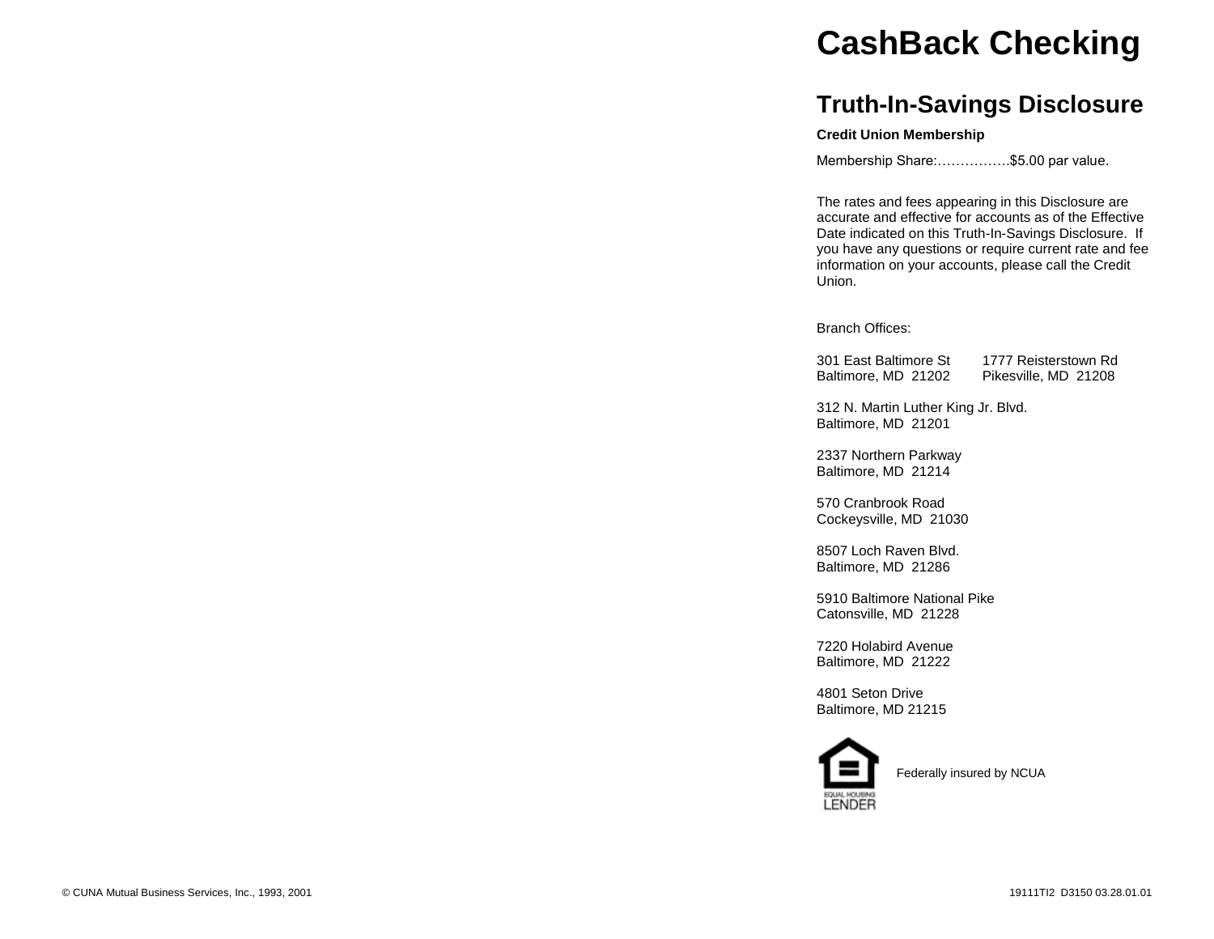# CashBack Checking

## Truth-In-Savings Disclosure

**Credit Union Membership**

Membership Share:…………….$5.00 par value.

The rates and fees appearing in this Disclosure are accurate and effective for accounts as of the Effective Date indicated on this Truth-In-Savings Disclosure. If you have any questions or require current rate and fee information on your accounts, please call the Credit Union.

Branch Offices:

301 East Baltimore St
Baltimore, MD 21202

1777 Reisterstown Rd
Pikesville, MD 21208

312 N. Martin Luther King Jr. Blvd.
Baltimore, MD 21201

2337 Northern Parkway
Baltimore, MD 21214

570 Cranbrook Road
Cockeysville, MD 21030

8507 Loch Raven Blvd.
Baltimore, MD 21286

5910 Baltimore National Pike
Catonsville, MD 21228

7220 Holabird Avenue
Baltimore, MD 21222

4801 Seton Drive
Baltimore, MD 21215

EQUAL HOUSING LENDER

Federally insured by NCUA

© CUNA Mutual Business Services, Inc., 1993, 2001

19111TI2 D3150 03.28.01.01